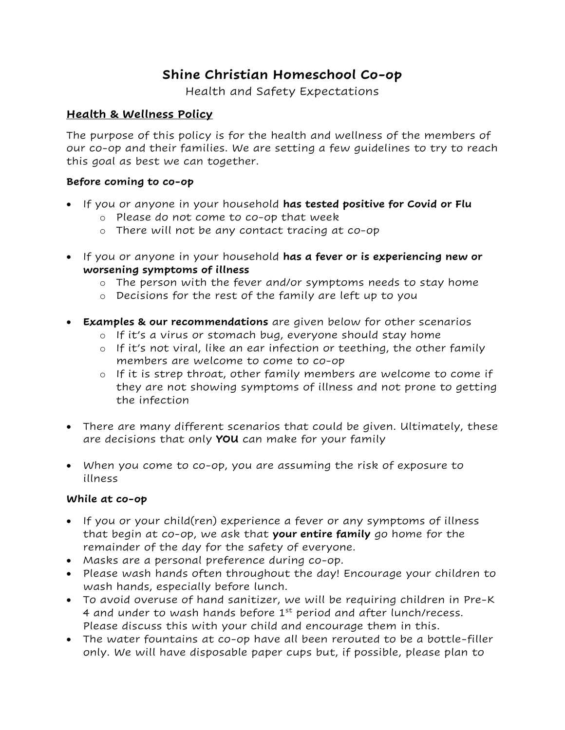# Shine Christian Homeschool Co-op

Health and Safety Expectations

## Health & Wellness Policy

The purpose of this policy is for the health and wellness of the members of our co-op and their families. We are setting a few guidelines to try to reach this goal as best we can together.

### Before coming to co-op

- If you or anyone in your household **has tested positive for Covid or Flu**
  - Please do not come to co-op that week
  - There will not be any contact tracing at co-op

- If you or anyone in your household **has a fever or is experiencing new or worsening symptoms of illness**
  - The person with the fever and/or symptoms needs to stay home
  - Decisions for the rest of the family are left up to you

- **Examples & our recommendations** are given below for other scenarios
  - If it's a virus or stomach bug, everyone should stay home
  - If it's not viral, like an ear infection or teething, the other family members are welcome to come to co-op
  - If it is strep throat, other family members are welcome to come if they are not showing symptoms of illness and not prone to getting the infection

- There are many different scenarios that could be given. Ultimately, these are decisions that only **YOU** can make for your family

- When you come to co-op, you are assuming the risk of exposure to illness

### While at co-op

- If you or your child(ren) experience a fever or any symptoms of illness that begin at co-op, we ask that **your entire family** go home for the remainder of the day for the safety of everyone.
- Masks are a personal preference during co-op.
- Please wash hands often throughout the day! Encourage your children to wash hands, especially before lunch.
- To avoid overuse of hand sanitizer, we will be requiring children in Pre-K 4 and under to wash hands before 1st period and after lunch/recess. Please discuss this with your child and encourage them in this.
- The water fountains at co-op have all been rerouted to be a bottle-filler only. We will have disposable paper cups but, if possible, please plan to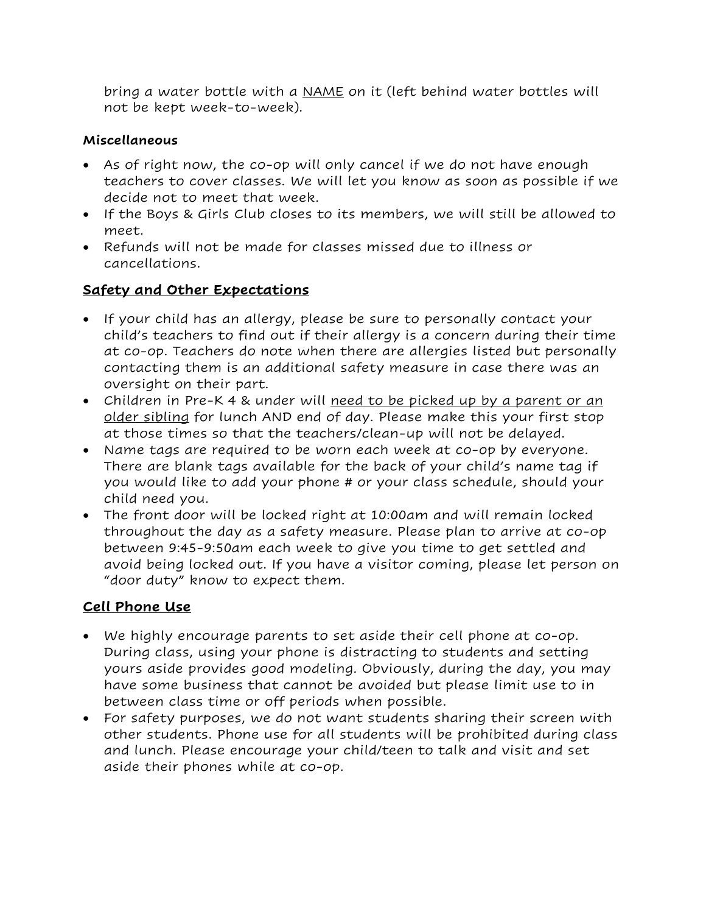bring a water bottle with a <u>NAME</u> on it (left behind water bottles will not be kept week-to-week).

**Miscellaneous**

- As of right now, the co-op will only cancel if we do not have enough teachers to cover classes. We will let you know as soon as possible if we decide not to meet that week.
- If the Boys & Girls Club closes to its members, we will still be allowed to meet.
- Refunds will not be made for classes missed due to illness or cancellations.

## <u>Safety and Other Expectations</u>

- If your child has an allergy, please be sure to personally contact your child's teachers to find out if their allergy is a concern during their time at co-op. Teachers do note when there are allergies listed but personally contacting them is an additional safety measure in case there was an oversight on their part.
- Children in Pre-K 4 & under will <u>need to be picked up by a parent or an older sibling</u> for lunch AND end of day. Please make this your first stop at those times so that the teachers/clean-up will not be delayed.
- Name tags are required to be worn each week at co-op by everyone. There are blank tags available for the back of your child's name tag if you would like to add your phone # or your class schedule, should your child need you.
- The front door will be locked right at 10:00am and will remain locked throughout the day as a safety measure. Please plan to arrive at co-op between 9:45-9:50am each week to give you time to get settled and avoid being locked out. If you have a visitor coming, please let person on "door duty" know to expect them.

## <u>Cell Phone Use</u>

- We highly encourage parents to set aside their cell phone at co-op. During class, using your phone is distracting to students and setting yours aside provides good modeling. Obviously, during the day, you may have some business that cannot be avoided but please limit use to in between class time or off periods when possible.
- For safety purposes, we do not want students sharing their screen with other students. Phone use for all students will be prohibited during class and lunch. Please encourage your child/teen to talk and visit and set aside their phones while at co-op.